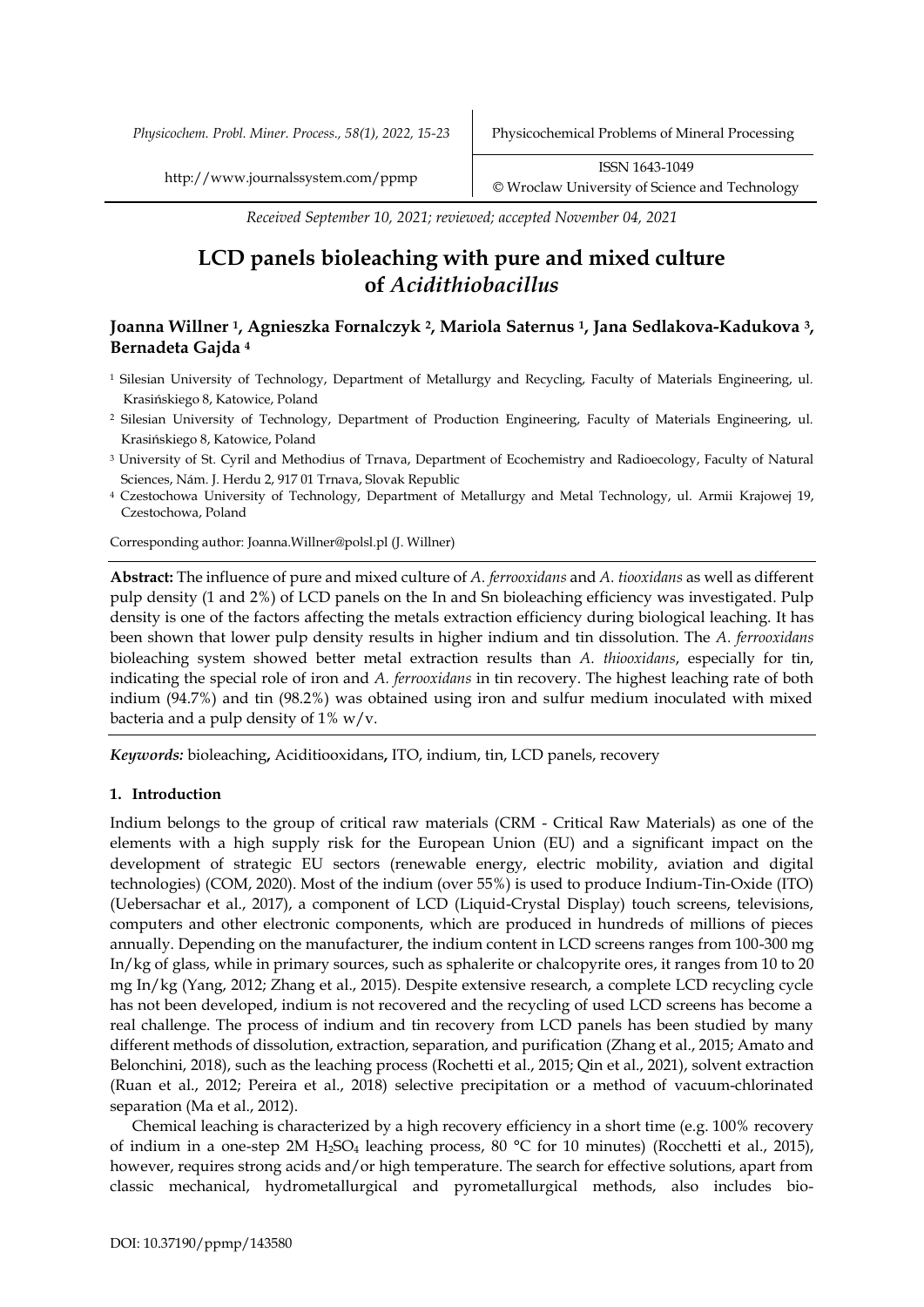*Received September 10, 2021; reviewed; accepted November 04, 2021*

# LCD panels bioleaching with pure and mixed culture of *Acidithiobacillus*

**Joanna Willner [1], Agnieszka Fornalczyk [2], Mariola Saternus [1], Jana Sedlakova-Kadukova [3], Bernadeta Gajda [4]**

[1] Silesian University of Technology, Department of Metallurgy and Recycling, Faculty of Materials Engineering, ul. Krasińskiego 8, Katowice, Poland

[2] Silesian University of Technology, Department of Production Engineering, Faculty of Materials Engineering, ul. Krasińskiego 8, Katowice, Poland

[3] University of St. Cyril and Methodius of Trnava, Department of Ecochemistry and Radioecology, Faculty of Natural Sciences, Nám. J. Herdu 2, 917 01 Trnava, Slovak Republic

[4] Czestochowa University of Technology, Department of Metallurgy and Metal Technology, ul. Armii Krajowej 19, Czestochowa, Poland

Corresponding author: Joanna.Willner@polsl.pl (J. Willner)

**Abstract:** The influence of pure and mixed culture of *A. ferrooxidans* and *A. tiooxidans* as well as different pulp density (1 and 2%) of LCD panels on the In and Sn bioleaching efficiency was investigated. Pulp density is one of the factors affecting the metals extraction efficiency during biological leaching. It has been shown that lower pulp density results in higher indium and tin dissolution. The *A. ferrooxidans* bioleaching system showed better metal extraction results than *A. thiooxidans*, especially for tin, indicating the special role of iron and *A. ferrooxidans* in tin recovery. The highest leaching rate of both indium (94.7%) and tin (98.2%) was obtained using iron and sulfur medium inoculated with mixed bacteria and a pulp density of 1% w/v.

***Keywords:*** bioleaching**,** Aciditiooxidans**,** ITO, indium, tin, LCD panels, recovery

## 1. Introduction

Indium belongs to the group of critical raw materials (CRM - Critical Raw Materials) as one of the elements with a high supply risk for the European Union (EU) and a significant impact on the development of strategic EU sectors (renewable energy, electric mobility, aviation and digital technologies) (COM, 2020). Most of the indium (over 55%) is used to produce Indium-Tin-Oxide (ITO) (Uebersachar et al., 2017), a component of LCD (Liquid-Crystal Display) touch screens, televisions, computers and other electronic components, which are produced in hundreds of millions of pieces annually. Depending on the manufacturer, the indium content in LCD screens ranges from 100-300 mg In/kg of glass, while in primary sources, such as sphalerite or chalcopyrite ores, it ranges from 10 to 20 mg In/kg (Yang, 2012; Zhang et al., 2015). Despite extensive research, a complete LCD recycling cycle has not been developed, indium is not recovered and the recycling of used LCD screens has become a real challenge. The process of indium and tin recovery from LCD panels has been studied by many different methods of dissolution, extraction, separation, and purification (Zhang et al., 2015; Amato and Belonchini, 2018), such as the leaching process (Rochetti et al., 2015; Qin et al., 2021), solvent extraction (Ruan et al., 2012; Pereira et al., 2018) selective precipitation or a method of vacuum-chlorinated separation (Ma et al., 2012).

Chemical leaching is characterized by a high recovery efficiency in a short time (e.g. 100% recovery of indium in a one-step 2M $H_2SO_4$ leaching process, 80 °C for 10 minutes) (Rocchetti et al., 2015), however, requires strong acids and/or high temperature. The search for effective solutions, apart from classic mechanical, hydrometallurgical and pyrometallurgical methods, also includes bio-

DOI: 10.37190/ppmp/143580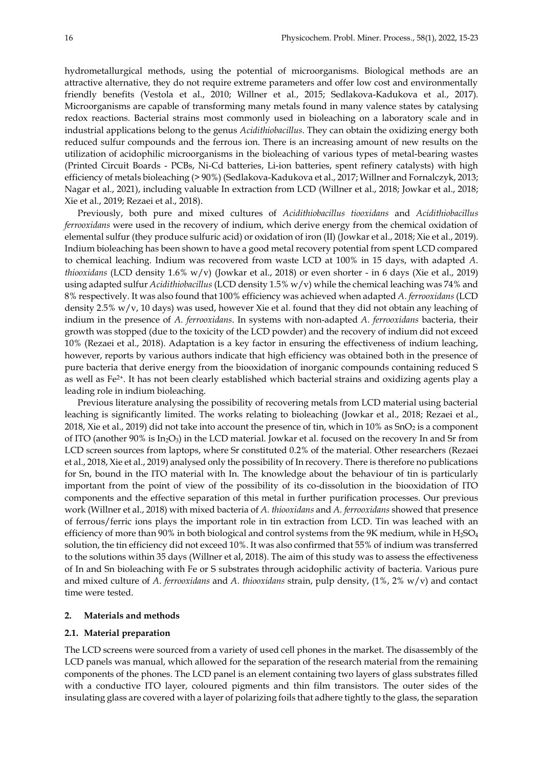hydrometallurgical methods, using the potential of microorganisms. Biological methods are an attractive alternative, they do not require extreme parameters and offer low cost and environmentally friendly benefits (Vestola et al., 2010; Willner et al., 2015; Sedlakova-Kadukova et al., 2017). Microorganisms are capable of transforming many metals found in many valence states by catalysing redox reactions. Bacterial strains most commonly used in bioleaching on a laboratory scale and in industrial applications belong to the genus *Acidithiobacillus*. They can obtain the oxidizing energy both reduced sulfur compounds and the ferrous ion. There is an increasing amount of new results on the utilization of acidophilic microorganisms in the bioleaching of various types of metal-bearing wastes (Printed Circuit Boards - PCBs, Ni-Cd batteries, Li-ion batteries, spent refinery catalysts) with high efficiency of metals bioleaching (> 90%) (Sedlakova-Kadukova et al., 2017; Willner and Fornalczyk, 2013; Nagar et al., 2021), including valuable In extraction from LCD (Willner et al., 2018; Jowkar et al., 2018; Xie et al., 2019; Rezaei et al., 2018).

Previously, both pure and mixed cultures of *Acidithiobacillus tiooxidans* and *Acidithiobacillus ferrooxidans* were used in the recovery of indium, which derive energy from the chemical oxidation of elemental sulfur (they produce sulfuric acid) or oxidation of iron (II) (Jowkar et al., 2018; Xie et al., 2019). Indium bioleaching has been shown to have a good metal recovery potential from spent LCD compared to chemical leaching. Indium was recovered from waste LCD at 100% in 15 days, with adapted *A. thiooxidans* (LCD density 1.6% w/v) (Jowkar et al., 2018) or even shorter - in 6 days (Xie et al., 2019) using adapted sulfur *Acidithiobacillus* (LCD density 1.5% w/v) while the chemical leaching was 74% and 8% respectively. It was also found that 100% efficiency was achieved when adapted *A. ferrooxidans* (LCD density 2.5% w/v, 10 days) was used, however Xie et al. found that they did not obtain any leaching of indium in the presence of *A. ferrooxidans*. In systems with non-adapted *A. ferrooxidans* bacteria, their growth was stopped (due to the toxicity of the LCD powder) and the recovery of indium did not exceed 10% (Rezaei et al., 2018). Adaptation is a key factor in ensuring the effectiveness of indium leaching, however, reports by various authors indicate that high efficiency was obtained both in the presence of pure bacteria that derive energy from the biooxidation of inorganic compounds containing reduced S as well as $Fe^{2+}$. It has not been clearly established which bacterial strains and oxidizing agents play a leading role in indium bioleaching.

Previous literature analysing the possibility of recovering metals from LCD material using bacterial leaching is significantly limited. The works relating to bioleaching (Jowkar et al., 2018; Rezaei et al., 2018, Xie et al., 2019) did not take into account the presence of tin, which in 10% as $SnO_2$ is a component of ITO (another 90% is $In_2O_3$) in the LCD material. Jowkar et al. focused on the recovery In and Sr from LCD screen sources from laptops, where Sr constituted 0.2% of the material. Other researchers (Rezaei et al., 2018, Xie et al., 2019) analysed only the possibility of In recovery. There is therefore no publications for Sn, bound in the ITO material with In. The knowledge about the behaviour of tin is particularly important from the point of view of the possibility of its co-dissolution in the biooxidation of ITO components and the effective separation of this metal in further purification processes. Our previous work (Willner et al., 2018) with mixed bacteria of *A. thiooxidans* and *A. ferrooxidans* showed that presence of ferrous/ferric ions plays the important role in tin extraction from LCD. Tin was leached with an efficiency of more than 90% in both biological and control systems from the 9K medium, while in $H_2SO_4$ solution, the tin efficiency did not exceed 10%. It was also confirmed that 55% of indium was transferred to the solutions within 35 days (Willner et al, 2018). The aim of this study was to assess the effectiveness of In and Sn bioleaching with Fe or S substrates through acidophilic activity of bacteria. Various pure and mixed culture of *A. ferrooxidans* and *A. thiooxidans* strain, pulp density, (1%, 2% w/v) and contact time were tested.

## 2. Materials and methods

### 2.1. Material preparation

The LCD screens were sourced from a variety of used cell phones in the market. The disassembly of the LCD panels was manual, which allowed for the separation of the research material from the remaining components of the phones. The LCD panel is an element containing two layers of glass substrates filled with a conductive ITO layer, coloured pigments and thin film transistors. The outer sides of the insulating glass are covered with a layer of polarizing foils that adhere tightly to the glass, the separation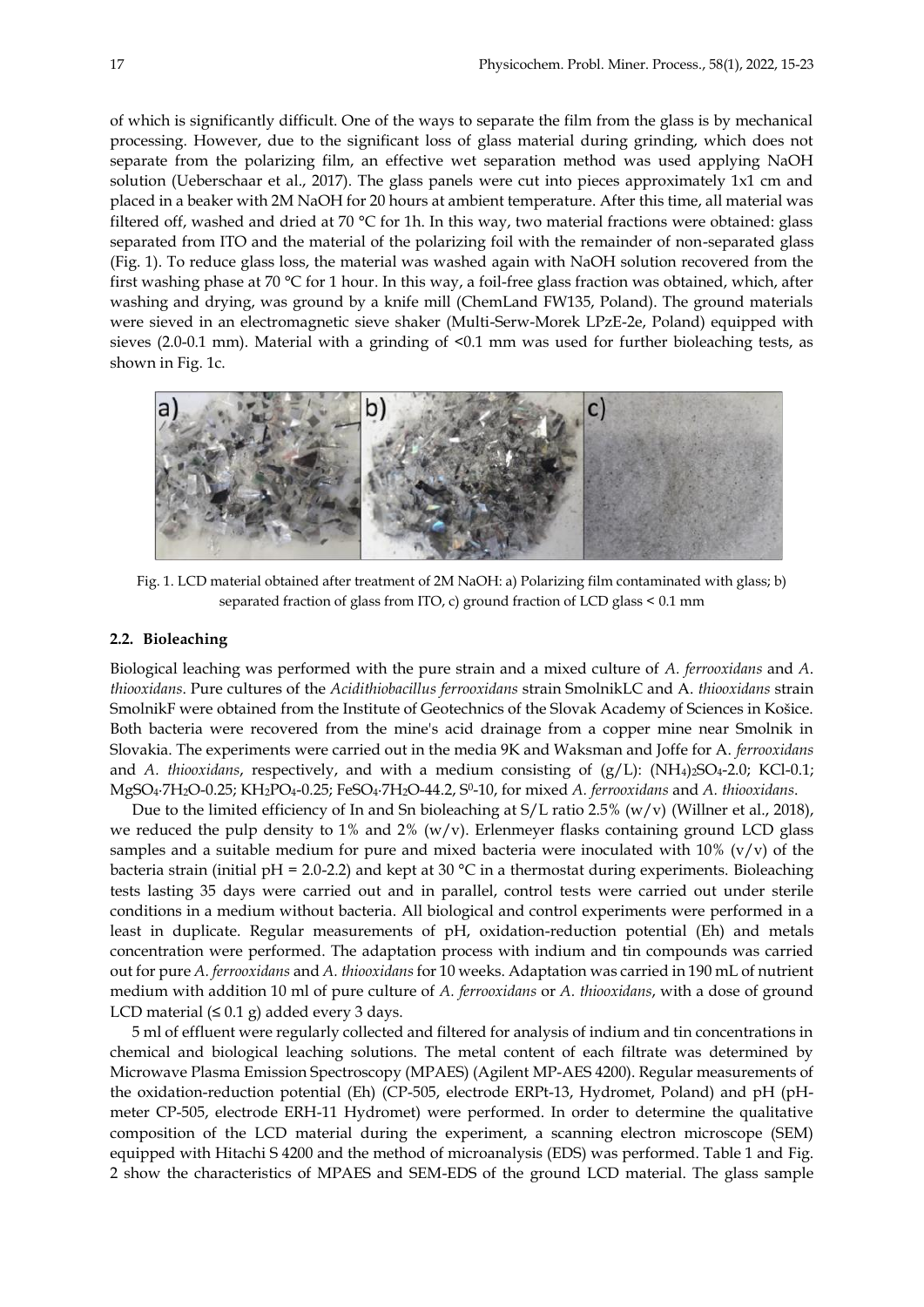of which is significantly difficult. One of the ways to separate the film from the glass is by mechanical processing. However, due to the significant loss of glass material during grinding, which does not separate from the polarizing film, an effective wet separation method was used applying NaOH solution (Ueberschaar et al., 2017). The glass panels were cut into pieces approximately 1x1 cm and placed in a beaker with 2M NaOH for 20 hours at ambient temperature. After this time, all material was filtered off, washed and dried at 70 °C for 1h. In this way, two material fractions were obtained: glass separated from ITO and the material of the polarizing foil with the remainder of non-separated glass (Fig. 1). To reduce glass loss, the material was washed again with NaOH solution recovered from the first washing phase at 70 °C for 1 hour. In this way, a foil-free glass fraction was obtained, which, after washing and drying, was ground by a knife mill (ChemLand FW135, Poland). The ground materials were sieved in an electromagnetic sieve shaker (Multi-Serw-Morek LPzE-2e, Poland) equipped with sieves (2.0-0.1 mm). Material with a grinding of <0.1 mm was used for further bioleaching tests, as shown in Fig. 1c.

Fig. 1. LCD material obtained after treatment of 2M NaOH: a) Polarizing film contaminated with glass; b) separated fraction of glass from ITO, c) ground fraction of LCD glass < 0.1 mm

### 2.2. Bioleaching

Biological leaching was performed with the pure strain and a mixed culture of *A. ferrooxidans* and *A. thiooxidans*. Pure cultures of the *Acidithiobacillus ferrooxidans* strain SmolnikLC and A. *thiooxidans* strain SmolnikF were obtained from the Institute of Geotechnics of the Slovak Academy of Sciences in Košice. Both bacteria were recovered from the mine's acid drainage from a copper mine near Smolnik in Slovakia. The experiments were carried out in the media 9K and Waksman and Joffe for A. *ferrooxidans* and *A. thiooxidans*, respectively, and with a medium consisting of (g/L): $(NH_4)_2SO_4$-2.0; KCl-0.1; $MgSO_4 \cdot 7H_2O$-0.25; $KH_2PO_4$-0.25; $FeSO_4 \cdot 7H_2O$-44.2, $S^0$-10, for mixed *A. ferrooxidans* and *A. thiooxidans*.

Due to the limited efficiency of In and Sn bioleaching at S/L ratio 2.5% (w/v) (Willner et al., 2018), we reduced the pulp density to 1% and 2% (w/v). Erlenmeyer flasks containing ground LCD glass samples and a suitable medium for pure and mixed bacteria were inoculated with 10% (v/v) of the bacteria strain (initial pH = 2.0-2.2) and kept at 30 °C in a thermostat during experiments. Bioleaching tests lasting 35 days were carried out and in parallel, control tests were carried out under sterile conditions in a medium without bacteria. All biological and control experiments were performed in a least in duplicate. Regular measurements of pH, oxidation-reduction potential (Eh) and metals concentration were performed. The adaptation process with indium and tin compounds was carried out for pure *A. ferrooxidans* and *A. thiooxidans* for 10 weeks. Adaptation was carried in 190 mL of nutrient medium with addition 10 ml of pure culture of *A. ferrooxidans* or *A. thiooxidans*, with a dose of ground LCD material (≤ 0.1 g) added every 3 days.

5 ml of effluent were regularly collected and filtered for analysis of indium and tin concentrations in chemical and biological leaching solutions. The metal content of each filtrate was determined by Microwave Plasma Emission Spectroscopy (MPAES) (Agilent MP-AES 4200). Regular measurements of the oxidation-reduction potential (Eh) (CP-505, electrode ERPt-13, Hydromet, Poland) and pH (pH-meter CP-505, electrode ERH-11 Hydromet) were performed. In order to determine the qualitative composition of the LCD material during the experiment, a scanning electron microscope (SEM) equipped with Hitachi S 4200 and the method of microanalysis (EDS) was performed. Table 1 and Fig. 2 show the characteristics of MPAES and SEM-EDS of the ground LCD material. The glass sample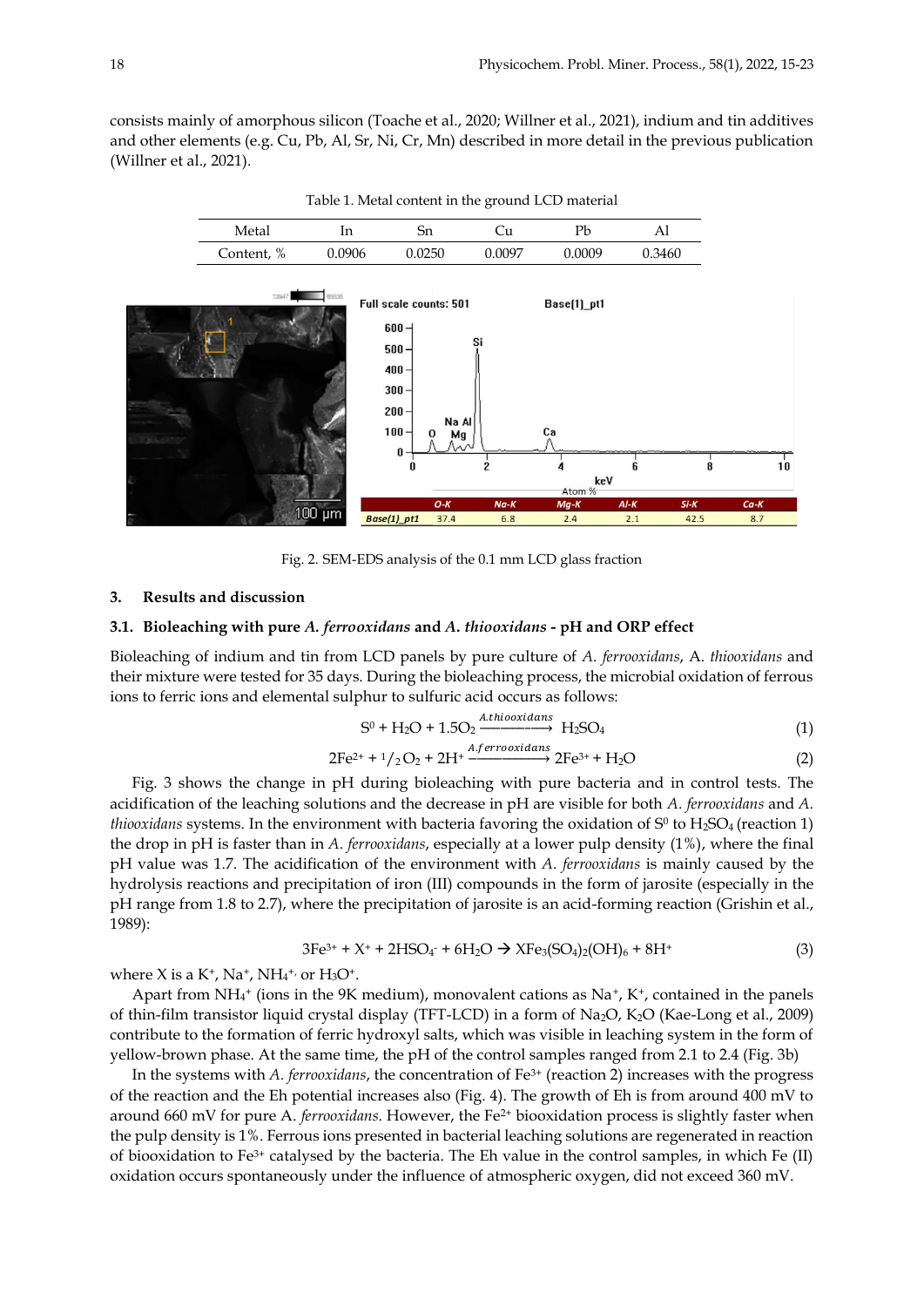consists mainly of amorphous silicon (Toache et al., 2020; Willner et al., 2021), indium and tin additives and other elements (e.g. Cu, Pb, Al, Sr, Ni, Cr, Mn) described in more detail in the previous publication (Willner et al., 2021).

Table 1. Metal content in the ground LCD material

| Metal | In | Sn | Cu | Pb | Al |
|---|---|---|---|---|---|
| Content, % | 0.0906 | 0.0250 | 0.0097 | 0.0009 | 0.3460 |

Fig. 2. SEM-EDS analysis of the 0.1 mm LCD glass fraction

## 3. Results and discussion

### 3.1. Bioleaching with pure *A. ferrooxidans* and *A. thiooxidans* - pH and ORP effect

Bioleaching of indium and tin from LCD panels by pure culture of *A. ferrooxidans*, A. *thiooxidans* and their mixture were tested for 35 days. During the bioleaching process, the microbial oxidation of ferrous ions to ferric ions and elemental sulphur to sulfuric acid occurs as follows:

$$S^0 + H_2O + 1.5O_2 \xrightarrow{A.thiooxidans} H_2SO_4 \tag{1}$$

$$2Fe^{2+} + {}^1/_2O_2 + 2H^+ \xrightarrow{A.ferrooxidans} 2Fe^{3+} + H_2O \tag{2}$$

Fig. 3 shows the change in pH during bioleaching with pure bacteria and in control tests. The acidification of the leaching solutions and the decrease in pH are visible for both *A. ferrooxidans* and *A. thiooxidans* systems. In the environment with bacteria favoring the oxidation of $S^0$ to $H_2SO_4$ (reaction 1) the drop in pH is faster than in *A. ferrooxidans*, especially at a lower pulp density (1%), where the final pH value was 1.7. The acidification of the environment with *A. ferrooxidans* is mainly caused by the hydrolysis reactions and precipitation of iron (III) compounds in the form of jarosite (especially in the pH range from 1.8 to 2.7), where the precipitation of jarosite is an acid-forming reaction (Grishin et al., 1989):

$$3Fe^{3+} + X^+ + 2HSO_4^- + 6H_2O \rightarrow XFe_3(SO_4)_2(OH)_6 + 8H^+ \tag{3}$$

where X is a $K^+$, $Na^+$, $NH_4^+$, or $H_3O^+$.

Apart from $NH_4^+$ (ions in the 9K medium), monovalent cations as $Na^+$, $K^+$, contained in the panels of thin-film transistor liquid crystal display (TFT-LCD) in a form of $Na_2O$, $K_2O$ (Kae-Long et al., 2009) contribute to the formation of ferric hydroxyl salts, which was visible in leaching system in the form of yellow-brown phase. At the same time, the pH of the control samples ranged from 2.1 to 2.4 (Fig. 3b)

In the systems with *A. ferrooxidans*, the concentration of $Fe^{3+}$ (reaction 2) increases with the progress of the reaction and the Eh potential increases also (Fig. 4). The growth of Eh is from around 400 mV to around 660 mV for pure A. *ferrooxidans*. However, the $Fe^{2+}$ biooxidation process is slightly faster when the pulp density is 1%. Ferrous ions presented in bacterial leaching solutions are regenerated in reaction of biooxidation to $Fe^{3+}$ catalysed by the bacteria. The Eh value in the control samples, in which Fe (II) oxidation occurs spontaneously under the influence of atmospheric oxygen, did not exceed 360 mV.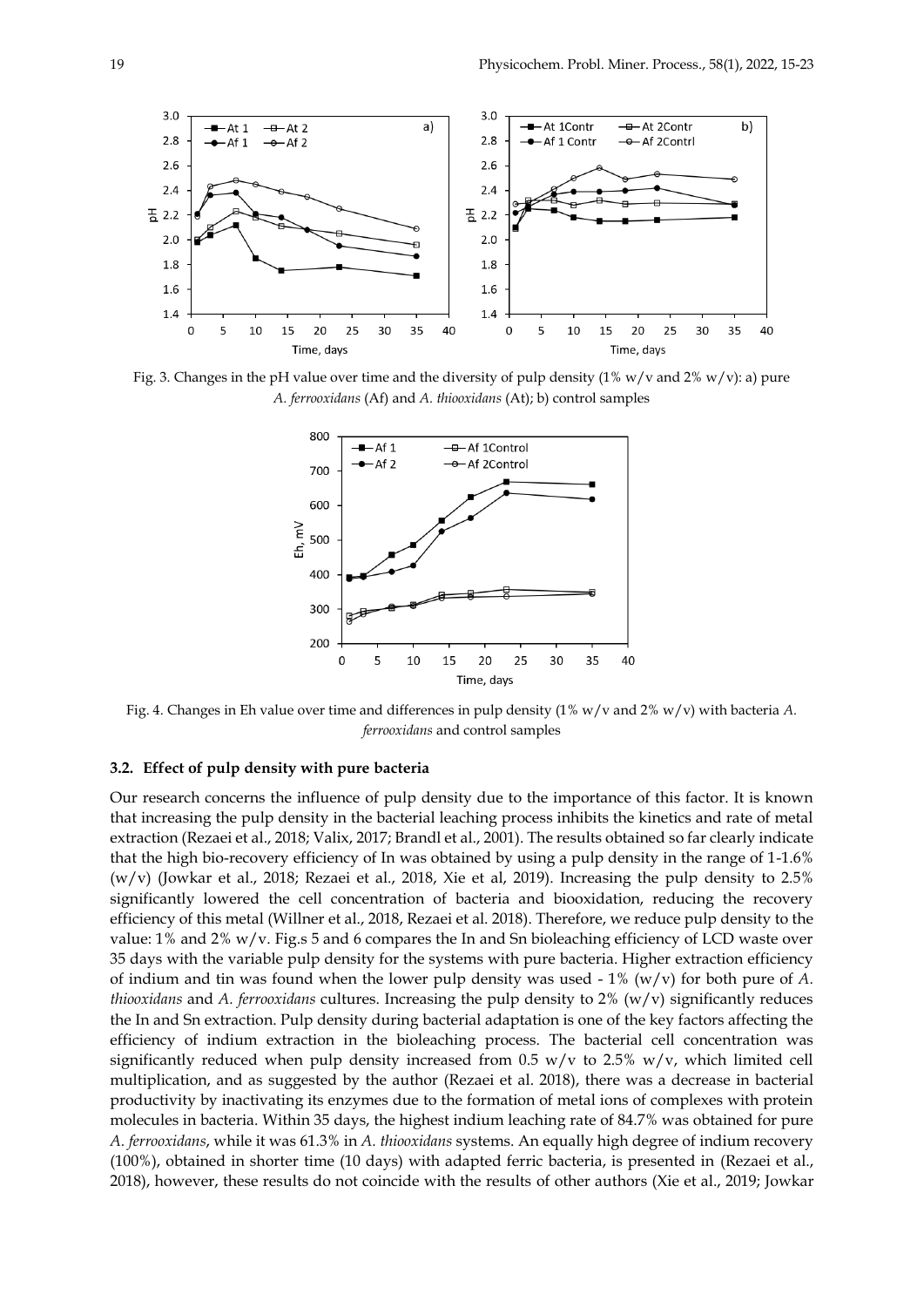Fig. 3. Changes in the pH value over time and the diversity of pulp density (1% w/v and 2% w/v): a) pure *A. ferrooxidans* (Af) and *A. thiooxidans* (At); b) control samples

Fig. 4. Changes in Eh value over time and differences in pulp density (1% w/v and 2% w/v) with bacteria *A. ferrooxidans* and control samples

### 3.2. Effect of pulp density with pure bacteria

Our research concerns the influence of pulp density due to the importance of this factor. It is known that increasing the pulp density in the bacterial leaching process inhibits the kinetics and rate of metal extraction (Rezaei et al., 2018; Valix, 2017; Brandl et al., 2001). The results obtained so far clearly indicate that the high bio-recovery efficiency of In was obtained by using a pulp density in the range of 1-1.6% (w/v) (Jowkar et al., 2018; Rezaei et al., 2018, Xie et al, 2019). Increasing the pulp density to 2.5% significantly lowered the cell concentration of bacteria and biooxidation, reducing the recovery efficiency of this metal (Willner et al., 2018, Rezaei et al. 2018). Therefore, we reduce pulp density to the value: 1% and 2% w/v. Fig.s 5 and 6 compares the In and Sn bioleaching efficiency of LCD waste over 35 days with the variable pulp density for the systems with pure bacteria. Higher extraction efficiency of indium and tin was found when the lower pulp density was used - 1% (w/v) for both pure of *A. thiooxidans* and *A. ferrooxidans* cultures. Increasing the pulp density to 2% (w/v) significantly reduces the In and Sn extraction. Pulp density during bacterial adaptation is one of the key factors affecting the efficiency of indium extraction in the bioleaching process. The bacterial cell concentration was significantly reduced when pulp density increased from 0.5 w/v to 2.5% w/v, which limited cell multiplication, and as suggested by the author (Rezaei et al. 2018), there was a decrease in bacterial productivity by inactivating its enzymes due to the formation of metal ions of complexes with protein molecules in bacteria. Within 35 days, the highest indium leaching rate of 84.7% was obtained for pure *A. ferrooxidans*, while it was 61.3% in *A. thiooxidans* systems. An equally high degree of indium recovery (100%), obtained in shorter time (10 days) with adapted ferric bacteria, is presented in (Rezaei et al., 2018), however, these results do not coincide with the results of other authors (Xie et al., 2019; Jowkar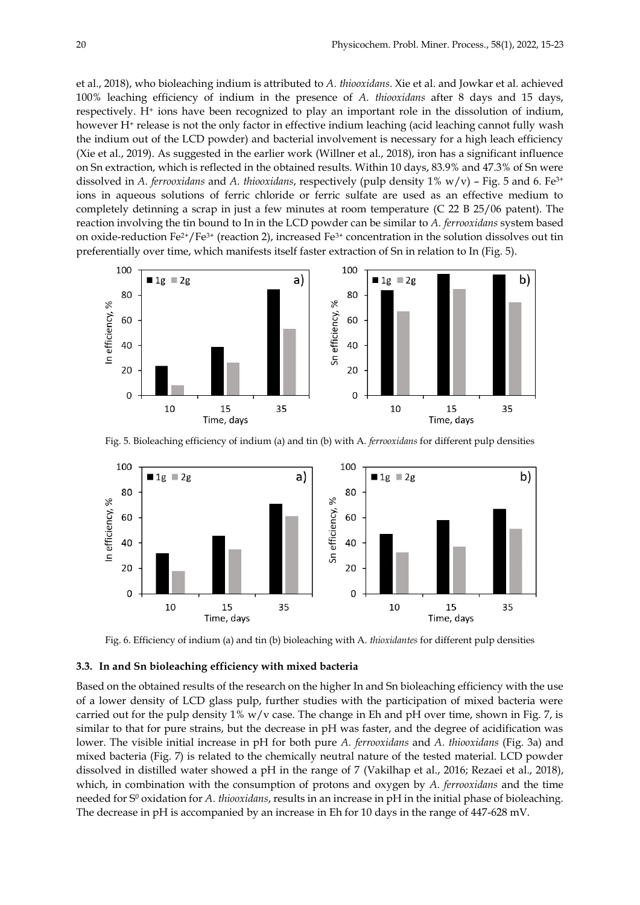et al., 2018), who bioleaching indium is attributed to *A. thiooxidans*. Xie et al. and Jowkar et al. achieved 100% leaching efficiency of indium in the presence of *A. thiooxidans* after 8 days and 15 days, respectively. $H^+$ ions have been recognized to play an important role in the dissolution of indium, however $H^+$ release is not the only factor in effective indium leaching (acid leaching cannot fully wash the indium out of the LCD powder) and bacterial involvement is necessary for a high leach efficiency (Xie et al., 2019). As suggested in the earlier work (Willner et al., 2018), iron has a significant influence on Sn extraction, which is reflected in the obtained results. Within 10 days, 83.9% and 47.3% of Sn were dissolved in *A. ferrooxidans* and *A. thiooxidans*, respectively (pulp density 1% w/v) – Fig. 5 and 6. $Fe^{3+}$ ions in aqueous solutions of ferric chloride or ferric sulfate are used as an effective medium to completely detinning a scrap in just a few minutes at room temperature (C 22 B 25/06 patent). The reaction involving the tin bound to In in the LCD powder can be similar to *A. ferrooxidans* system based on oxide-reduction $Fe^{2+}/Fe^{3+}$ (reaction 2), increased $Fe^{3+}$ concentration in the solution dissolves out tin preferentially over time, which manifests itself faster extraction of Sn in relation to In (Fig. 5).

Fig. 5. Bioleaching efficiency of indium (a) and tin (b) with A. *ferrooxidans* for different pulp densities

Fig. 6. Efficiency of indium (a) and tin (b) bioleaching with A. *thioxidantes* for different pulp densities

### 3.3. In and Sn bioleaching efficiency with mixed bacteria

Based on the obtained results of the research on the higher In and Sn bioleaching efficiency with the use of a lower density of LCD glass pulp, further studies with the participation of mixed bacteria were carried out for the pulp density 1% w/v case. The change in Eh and pH over time, shown in Fig. 7, is similar to that for pure strains, but the decrease in pH was faster, and the degree of acidification was lower. The visible initial increase in pH for both pure *A. ferrooxidans* and *A. thiooxidans* (Fig. 3a) and mixed bacteria (Fig. 7) is related to the chemically neutral nature of the tested material. LCD powder dissolved in distilled water showed a pH in the range of 7 (Vakilhap et al., 2016; Rezaei et al., 2018), which, in combination with the consumption of protons and oxygen by *A. ferrooxidans* and the time needed for $S^0$ oxidation for *A. thiooxidans*, results in an increase in pH in the initial phase of bioleaching. The decrease in pH is accompanied by an increase in Eh for 10 days in the range of 447-628 mV.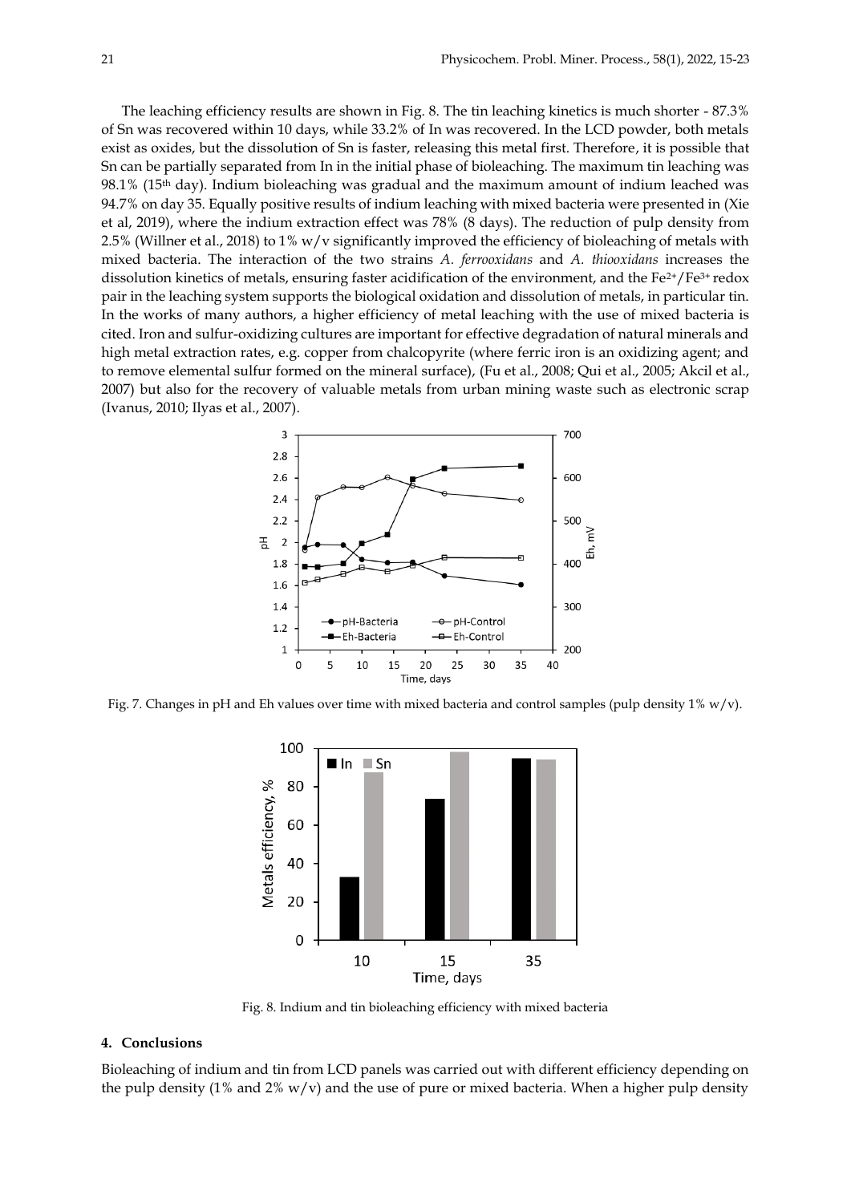The leaching efficiency results are shown in Fig. 8. The tin leaching kinetics is much shorter - 87.3% of Sn was recovered within 10 days, while 33.2% of In was recovered. In the LCD powder, both metals exist as oxides, but the dissolution of Sn is faster, releasing this metal first. Therefore, it is possible that Sn can be partially separated from In in the initial phase of bioleaching. The maximum tin leaching was 98.1% (15th day). Indium bioleaching was gradual and the maximum amount of indium leached was 94.7% on day 35. Equally positive results of indium leaching with mixed bacteria were presented in (Xie et al, 2019), where the indium extraction effect was 78% (8 days). The reduction of pulp density from 2.5% (Willner et al., 2018) to 1% w/v significantly improved the efficiency of bioleaching of metals with mixed bacteria. The interaction of the two strains *A. ferrooxidans* and *A. thiooxidans* increases the dissolution kinetics of metals, ensuring faster acidification of the environment, and the $Fe^{2+}/Fe^{3+}$ redox pair in the leaching system supports the biological oxidation and dissolution of metals, in particular tin. In the works of many authors, a higher efficiency of metal leaching with the use of mixed bacteria is cited. Iron and sulfur-oxidizing cultures are important for effective degradation of natural minerals and high metal extraction rates, e.g. copper from chalcopyrite (where ferric iron is an oxidizing agent; and to remove elemental sulfur formed on the mineral surface), (Fu et al., 2008; Qui et al., 2005; Akcil et al., 2007) but also for the recovery of valuable metals from urban mining waste such as electronic scrap (Ivanus, 2010; Ilyas et al., 2007).

Fig. 7. Changes in pH and Eh values over time with mixed bacteria and control samples (pulp density 1% w/v).

Fig. 8. Indium and tin bioleaching efficiency with mixed bacteria

## 4. Conclusions

Bioleaching of indium and tin from LCD panels was carried out with different efficiency depending on the pulp density (1% and 2% w/v) and the use of pure or mixed bacteria. When a higher pulp density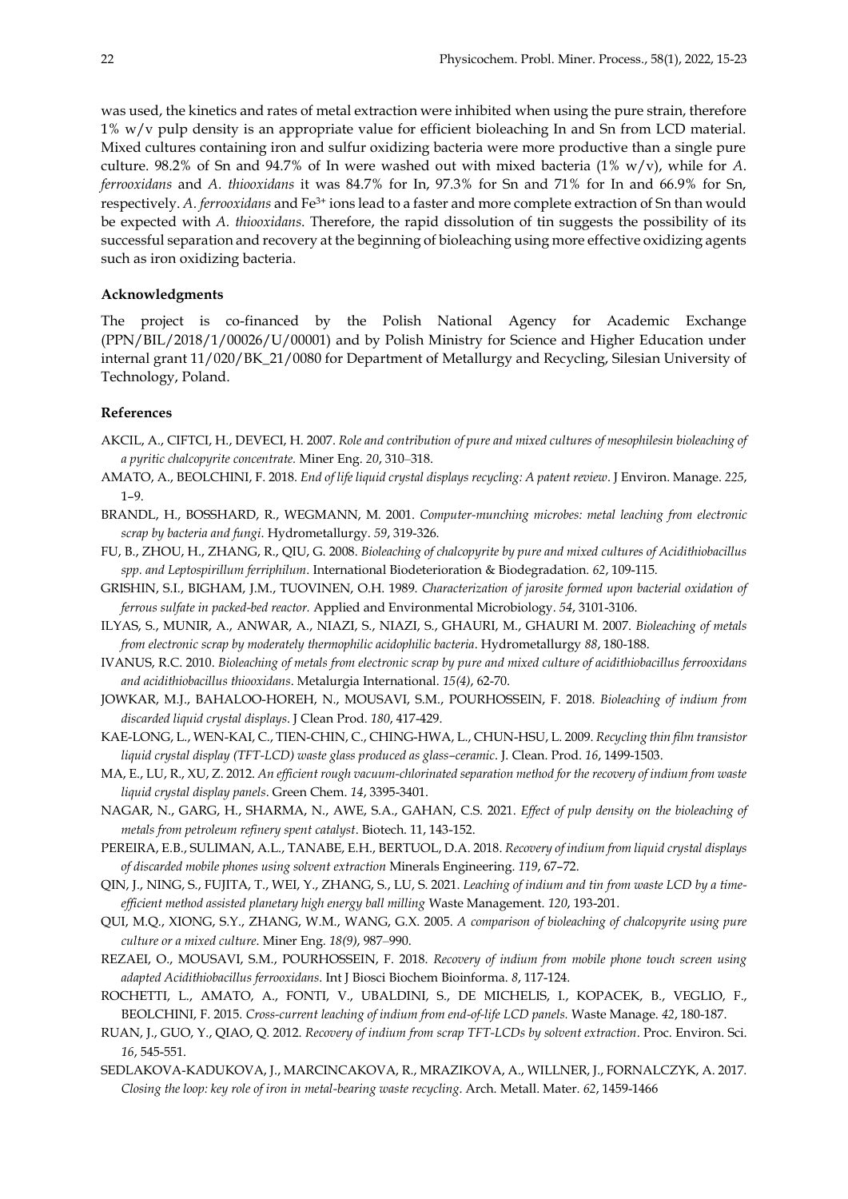was used, the kinetics and rates of metal extraction were inhibited when using the pure strain, therefore 1% w/v pulp density is an appropriate value for efficient bioleaching In and Sn from LCD material. Mixed cultures containing iron and sulfur oxidizing bacteria were more productive than a single pure culture. 98.2% of Sn and 94.7% of In were washed out with mixed bacteria (1% w/v), while for *A. ferrooxidans* and *A. thiooxidans* it was 84.7% for In, 97.3% for Sn and 71% for In and 66.9% for Sn, respectively. *A. ferrooxidans* and $Fe^{3+}$ ions lead to a faster and more complete extraction of Sn than would be expected with *A. thiooxidans*. Therefore, the rapid dissolution of tin suggests the possibility of its successful separation and recovery at the beginning of bioleaching using more effective oxidizing agents such as iron oxidizing bacteria.

### Acknowledgments

The project is co-financed by the Polish National Agency for Academic Exchange (PPN/BIL/2018/1/00026/U/00001) and by Polish Ministry for Science and Higher Education under internal grant 11/020/BK_21/0080 for Department of Metallurgy and Recycling, Silesian University of Technology, Poland.

### References

AKCIL, A., CIFTCI, H., DEVECI, H. 2007. *Role and contribution of pure and mixed cultures of mesophilesin bioleaching of a pyritic chalcopyrite concentrate.* Miner Eng. *20*, 310–318.

AMATO, A., BEOLCHINI, F. 2018. *End of life liquid crystal displays recycling: A patent review*. J Environ. Manage. *225*, 1–9.

BRANDL, H., BOSSHARD, R., WEGMANN, M. 2001. *Computer-munching microbes: metal leaching from electronic scrap by bacteria and fungi.* Hydrometallurgy. *59*, 319-326.

FU, B., ZHOU, H., ZHANG, R., QIU, G. 2008. *Bioleaching of chalcopyrite by pure and mixed cultures of Acidithiobacillus spp. and Leptospirillum ferriphilum*. International Biodeterioration & Biodegradation. *62*, 109-115.

GRISHIN, S.I., BIGHAM, J.M., TUOVINEN, O.H. 1989. *Characterization of jarosite formed upon bacterial oxidation of ferrous sulfate in packed-bed reactor.* Applied and Environmental Microbiology. *54*, 3101-3106.

ILYAS, S., MUNIR, A., ANWAR, A., NIAZI, S., NIAZI, S., GHAURI, M., GHAURI M. 2007. *Bioleaching of metals from electronic scrap by moderately thermophilic acidophilic bacteria*. Hydrometallurgy *88*, 180-188.

IVANUS, R.C. 2010. *Bioleaching of metals from electronic scrap by pure and mixed culture of acidithiobacillus ferrooxidans and acidithiobacillus thiooxidans*. Metalurgia International. *15(4)*, 62-70.

JOWKAR, M.J., BAHALOO-HOREH, N., MOUSAVI, S.M., POURHOSSEIN, F. 2018. *Bioleaching of indium from discarded liquid crystal displays*. J Clean Prod. *180*, 417-429.

KAE-LONG, L., WEN-KAI, C., TIEN-CHIN, C., CHING-HWA, L., CHUN-HSU, L. 2009. *Recycling thin film transistor liquid crystal display (TFT-LCD) waste glass produced as glass–ceramic*. J. Clean. Prod. *16*, 1499-1503.

MA, E., LU, R., XU, Z. 2012. *An efficient rough vacuum-chlorinated separation method for the recovery of indium from waste liquid crystal display panels*. Green Chem. *14*, 3395-3401.

NAGAR, N., GARG, H., SHARMA, N., AWE, S.A., GAHAN, C.S. 2021. *Effect of pulp density on the bioleaching of metals from petroleum refinery spent catalyst*. Biotech. 11, 143-152.

PEREIRA, E.B., SULIMAN, A.L., TANABE, E.H., BERTUOL, D.A. 2018. *Recovery of indium from liquid crystal displays of discarded mobile phones using solvent extraction* Minerals Engineering. *119*, 67–72.

QIN, J., NING, S., FUJITA, T., WEI, Y., ZHANG, S., LU, S. 2021. *Leaching of indium and tin from waste LCD by a time-efficient method assisted planetary high energy ball milling* Waste Management. *120*, 193-201.

QUI, M.Q., XIONG, S.Y., ZHANG, W.M., WANG, G.X. 2005. *A comparison of bioleaching of chalcopyrite using pure culture or a mixed culture*. Miner Eng. *18(9)*, 987–990.

REZAEI, O., MOUSAVI, S.M., POURHOSSEIN, F. 2018. *Recovery of indium from mobile phone touch screen using adapted Acidithiobacillus ferrooxidans*. Int J Biosci Biochem Bioinforma. *8*, 117-124.

ROCHETTI, L., AMATO, A., FONTI, V., UBALDINI, S., DE MICHELIS, I., KOPACEK, B., VEGLIO, F., BEOLCHINI, F. 2015. *Cross-current leaching of indium from end-of-life LCD panels.* Waste Manage. *42*, 180-187.

RUAN, J., GUO, Y., QIAO, Q. 2012. *Recovery of indium from scrap TFT-LCDs by solvent extraction*. Proc. Environ. Sci. *16*, 545-551.

SEDLAKOVA-KADUKOVA, J., MARCINCAKOVA, R., MRAZIKOVA, A., WILLNER, J., FORNALCZYK, A. 2017. *Closing the loop: key role of iron in metal-bearing waste recycling*. Arch. Metall. Mater. *62*, 1459-1466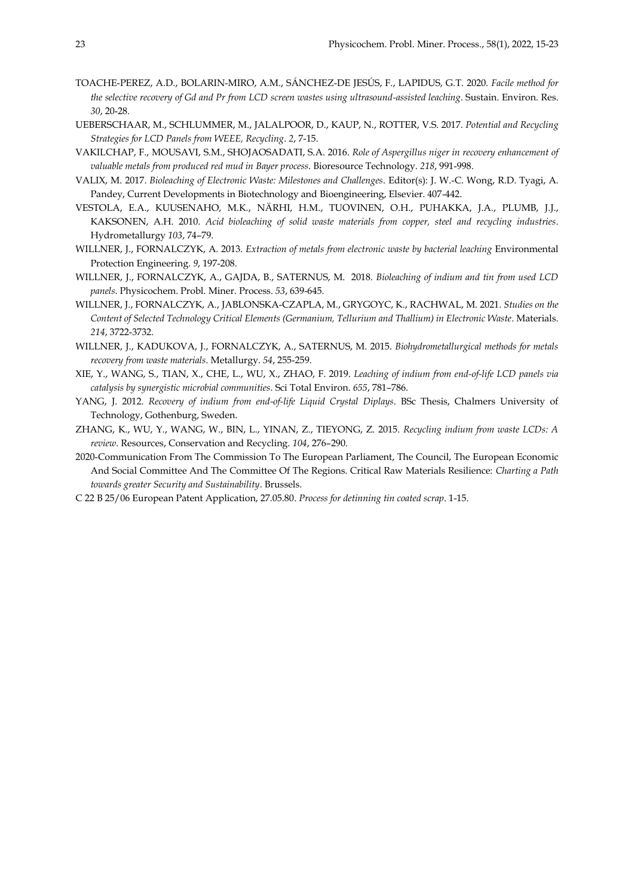TOACHE-PEREZ, A.D., BOLARIN-MIRO, A.M., SÁNCHEZ-DE JESÚS, F., LAPIDUS, G.T. 2020. *Facile method for the selective recovery of Gd and Pr from LCD screen wastes using ultrasound-assisted leaching*. Sustain. Environ. Res. *30*, 20-28.

UEBERSCHAAR, M., SCHLUMMER, M., JALALPOOR, D., KAUP, N., ROTTER, V.S. 2017. *Potential and Recycling Strategies for LCD Panels from WEEE, Recycling*. *2*, 7-15.

VAKILCHAP, F., MOUSAVI, S.M., SHOJAOSADATI, S.A. 2016. *Role of Aspergillus niger in recovery enhancement of valuable metals from produced red mud in Bayer process*. Bioresource Technology. *218*, 991-998.

VALIX, M. 2017. *Bioleaching of Electronic Waste: Milestones and Challenges*. Editor(s): J. W.-C. Wong, R.D. Tyagi, A. Pandey, Current Developments in Biotechnology and Bioengineering, Elsevier. 407-442.

VESTOLA, E.A., KUUSENAHO, M.K., NÄRHI, H.M., TUOVINEN, O.H., PUHAKKA, J.A., PLUMB, J.J., KAKSONEN, A.H. 2010. *Acid bioleaching of solid waste materials from copper, steel and recycling industries*. Hydrometallurgy *103*, 74–79.

WILLNER, J., FORNALCZYK, A. 2013. *Extraction of metals from electronic waste by bacterial leaching* Environmental Protection Engineering. *9*, 197-208.

WILLNER, J., FORNALCZYK, A., GAJDA, B., SATERNUS, M. 2018. *Bioleaching of indium and tin from used LCD panels*. Physicochem. Probl. Miner. Process. *53*, 639-645.

WILLNER, J., FORNALCZYK, A., JABLONSKA-CZAPLA, M., GRYGOYC, K., RACHWAL, M. 2021. *Studies on the Content of Selected Technology Critical Elements (Germanium, Tellurium and Thallium) in Electronic Waste*. Materials. *214*, 3722-3732.

WILLNER, J., KADUKOVA, J., FORNALCZYK, A., SATERNUS, M. 2015. *Biohydrometallurgical methods for metals recovery from waste materials*. Metallurgy. *54*, 255-259.

XIE, Y., WANG, S., TIAN, X., CHE, L., WU, X., ZHAO, F. 2019. *Leaching of indium from end-of-life LCD panels via catalysis by synergistic microbial communities*. Sci Total Environ. *655*, 781–786.

YANG, J. 2012. *Recovery of indium from end-of-life Liquid Crystal Diplays*. BSc Thesis, Chalmers University of Technology, Gothenburg, Sweden.

ZHANG, K., WU, Y., WANG, W., BIN, L., YINAN, Z., TIEYONG, Z. 2015. *Recycling indium from waste LCDs: A review*. Resources, Conservation and Recycling. *104*, 276–290.

2020-Communication From The Commission To The European Parliament, The Council, The European Economic And Social Committee And The Committee Of The Regions. Critical Raw Materials Resilience: *Charting a Path towards greater Security and Sustainability*. Brussels.

C 22 B 25/06 European Patent Application, 27.05.80. *Process for detinning tin coated scrap*. 1-15.